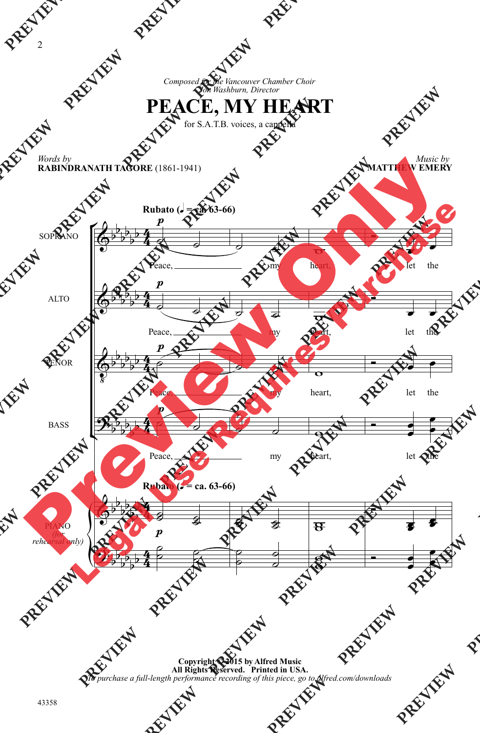*Composed for the Vancouver Chamber Choir*
*Jon Washburn, Director*

# PEACE, MY HEART

for S.A.T.B. voices, a cappella

*Words by*
**RABINDRANATH TAGORE** (1861-1941)

*Music by*
**MATTHEW EMERY**

**Rubato** (♩ = ca. 63-66)

SOPRANO: Peace, my heart, let the

ALTO: Peace, my heart, let the

TENOR: Peace, my heart, let the

BASS: Peace, my heart, let the

PIANO (for rehearsal only)

**Copyright © 2015 by Alfred Music**
**All Rights Reserved. Printed in USA.**
*To purchase a full-length performance recording of this piece, go to alfred.com/downloads*

43358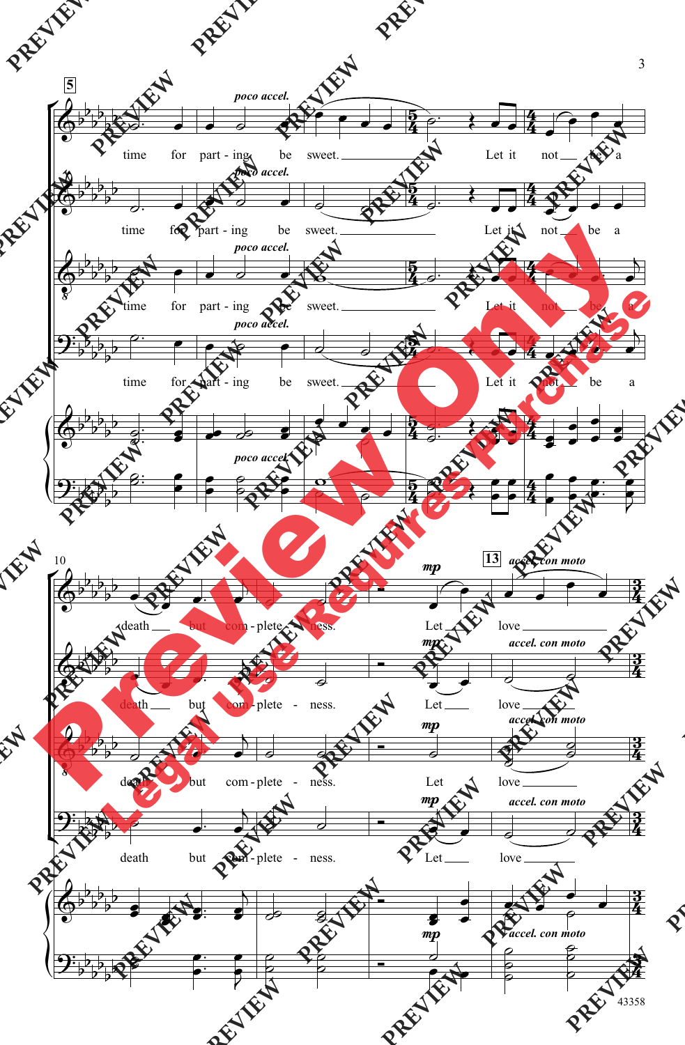5

*poco accel.*

time for part - ing be sweet. Let it not be a

death but com - plete - ness. Let love

13 *accel. con moto*

*mp*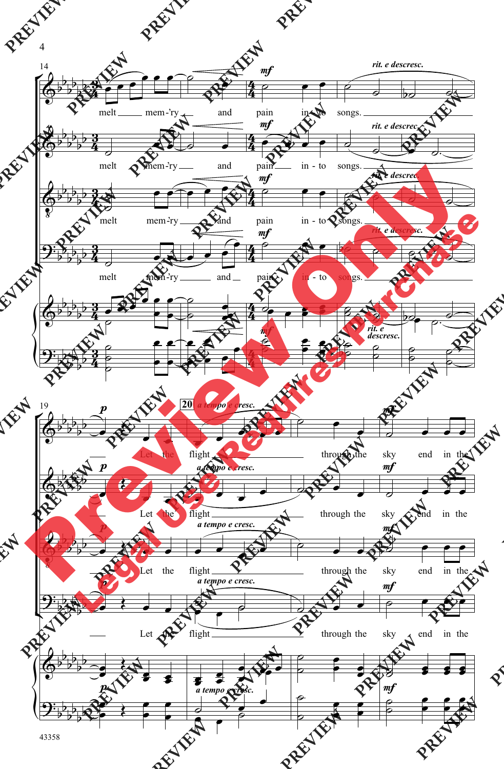melt mem-'ry and pain in-to songs.

Let the flight through the sky end in the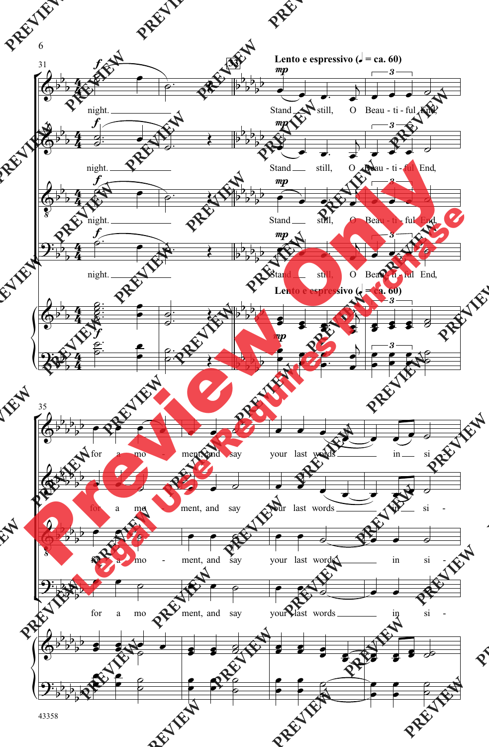**Lento e espressivo** (♩ = ca. 60)

night. Stand still, O Beau - ti - ful End,

for a mo - ment, and say your last words in si -